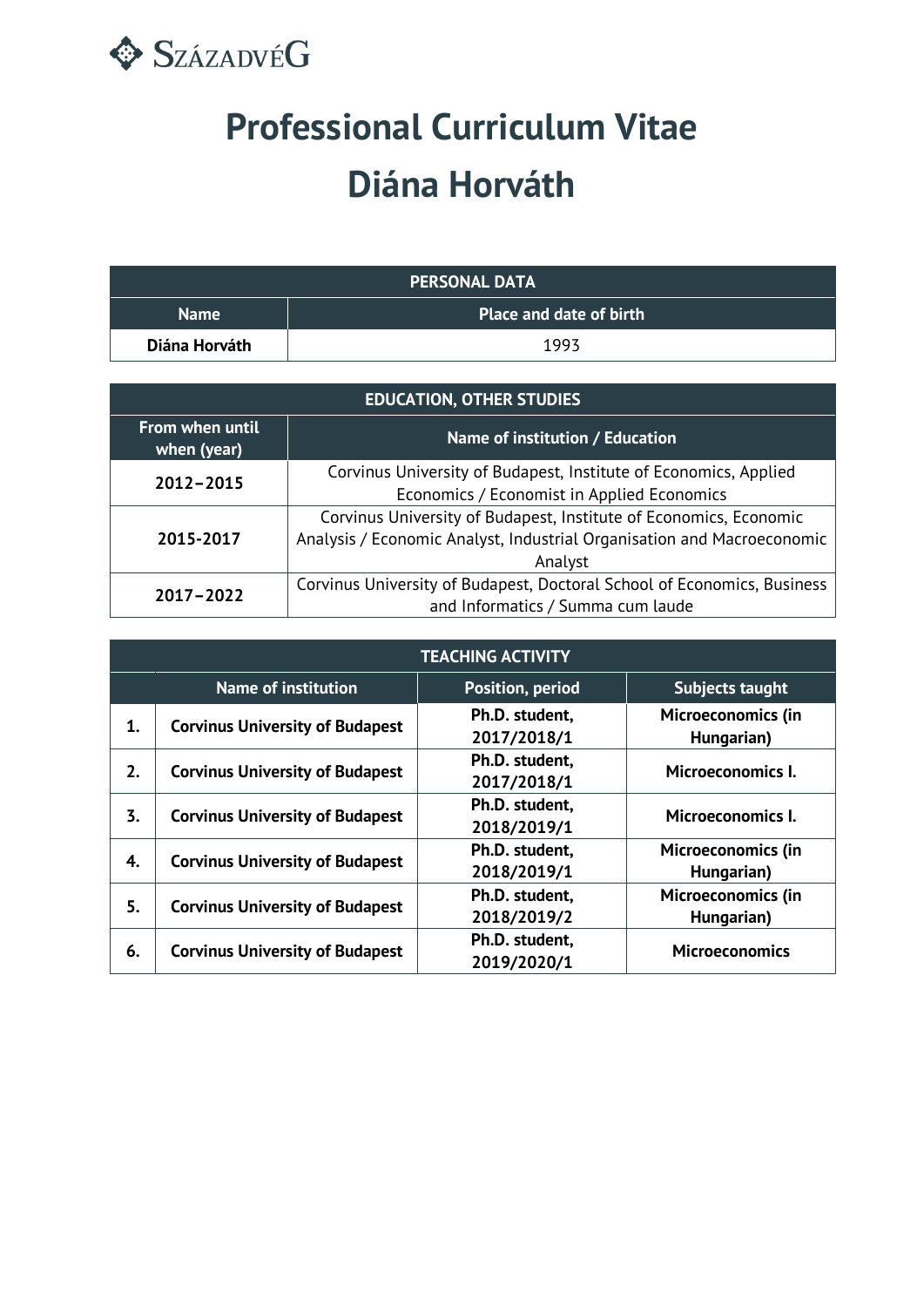SzázadvéG

# Professional Curriculum Vitae
# Diána Horváth

| PERSONAL DATA | |
|---|---|
| **Name** | **Place and date of birth** |
| **Diána Horváth** | 1993 |

| EDUCATION, OTHER STUDIES | |
|---|---|
| **From when until when (year)** | **Name of institution / Education** |
| **2012–2015** | Corvinus University of Budapest, Institute of Economics, Applied Economics / Economist in Applied Economics |
| **2015-2017** | Corvinus University of Budapest, Institute of Economics, Economic Analysis / Economic Analyst, Industrial Organisation and Macroeconomic Analyst |
| **2017–2022** | Corvinus University of Budapest, Doctoral School of Economics, Business and Informatics / Summa cum laude |

| TEACHING ACTIVITY | | | |
|---|---|---|---|
| | **Name of institution** | **Position, period** | **Subjects taught** |
| **1.** | **Corvinus University of Budapest** | **Ph.D. student, 2017/2018/1** | **Microeconomics (in Hungarian)** |
| **2.** | **Corvinus University of Budapest** | **Ph.D. student, 2017/2018/1** | **Microeconomics I.** |
| **3.** | **Corvinus University of Budapest** | **Ph.D. student, 2018/2019/1** | **Microeconomics I.** |
| **4.** | **Corvinus University of Budapest** | **Ph.D. student, 2018/2019/1** | **Microeconomics (in Hungarian)** |
| **5.** | **Corvinus University of Budapest** | **Ph.D. student, 2018/2019/2** | **Microeconomics (in Hungarian)** |
| **6.** | **Corvinus University of Budapest** | **Ph.D. student, 2019/2020/1** | **Microeconomics** |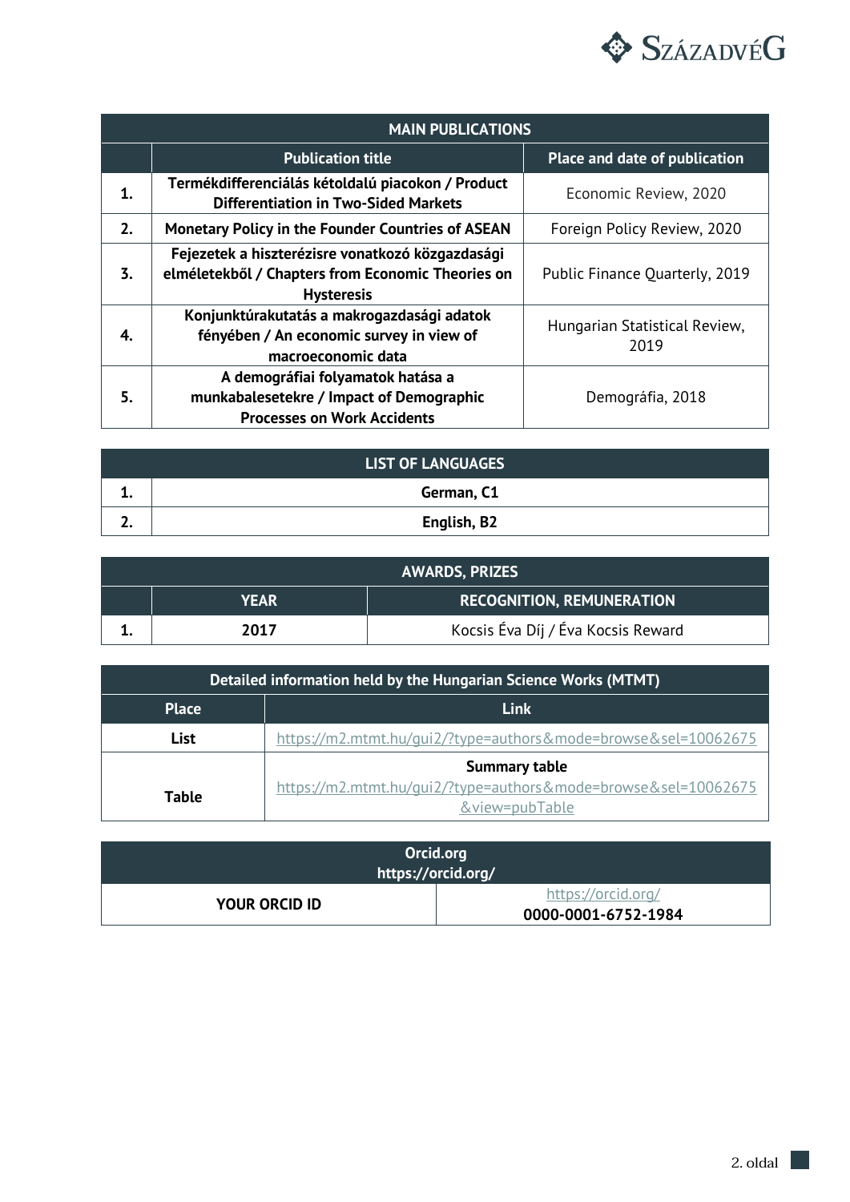| MAIN PUBLICATIONS | | |
|---|---|---|
| | **Publication title** | **Place and date of publication** |
| **1.** | **Termékdifferenciálás kétoldalú piacokon / Product Differentiation in Two-Sided Markets** | Economic Review, 2020 |
| **2.** | **Monetary Policy in the Founder Countries of ASEAN** | Foreign Policy Review, 2020 |
| **3.** | **Fejezetek a hiszterézisre vonatkozó közgazdasági elméletekből / Chapters from Economic Theories on Hysteresis** | Public Finance Quarterly, 2019 |
| **4.** | **Konjunktúrakutatás a makrogazdasági adatok fényében / An economic survey in view of macroeconomic data** | Hungarian Statistical Review, 2019 |
| **5.** | **A demográfiai folyamatok hatása a munkabalesetekre / Impact of Demographic Processes on Work Accidents** | Demográfia, 2018 |

| LIST OF LANGUAGES | |
|---|---|
| **1.** | **German, C1** |
| **2.** | **English, B2** |

| AWARDS, PRIZES | | |
|---|---|---|
| | **YEAR** | **RECOGNITION, REMUNERATION** |
| **1.** | **2017** | Kocsis Éva Díj / Éva Kocsis Reward |

| Detailed information held by the Hungarian Science Works (MTMT) | |
|---|---|
| **Place** | **Link** |
| **List** | https://m2.mtmt.hu/gui2/?type=authors&mode=browse&sel=10062675 |
| **Table** | **Summary table** https://m2.mtmt.hu/gui2/?type=authors&mode=browse&sel=10062675&view=pubTable |

| Orcid.org https://orcid.org/ | |
|---|---|
| **YOUR ORCID ID** | https://orcid.org/ **0000-0001-6752-1984** |